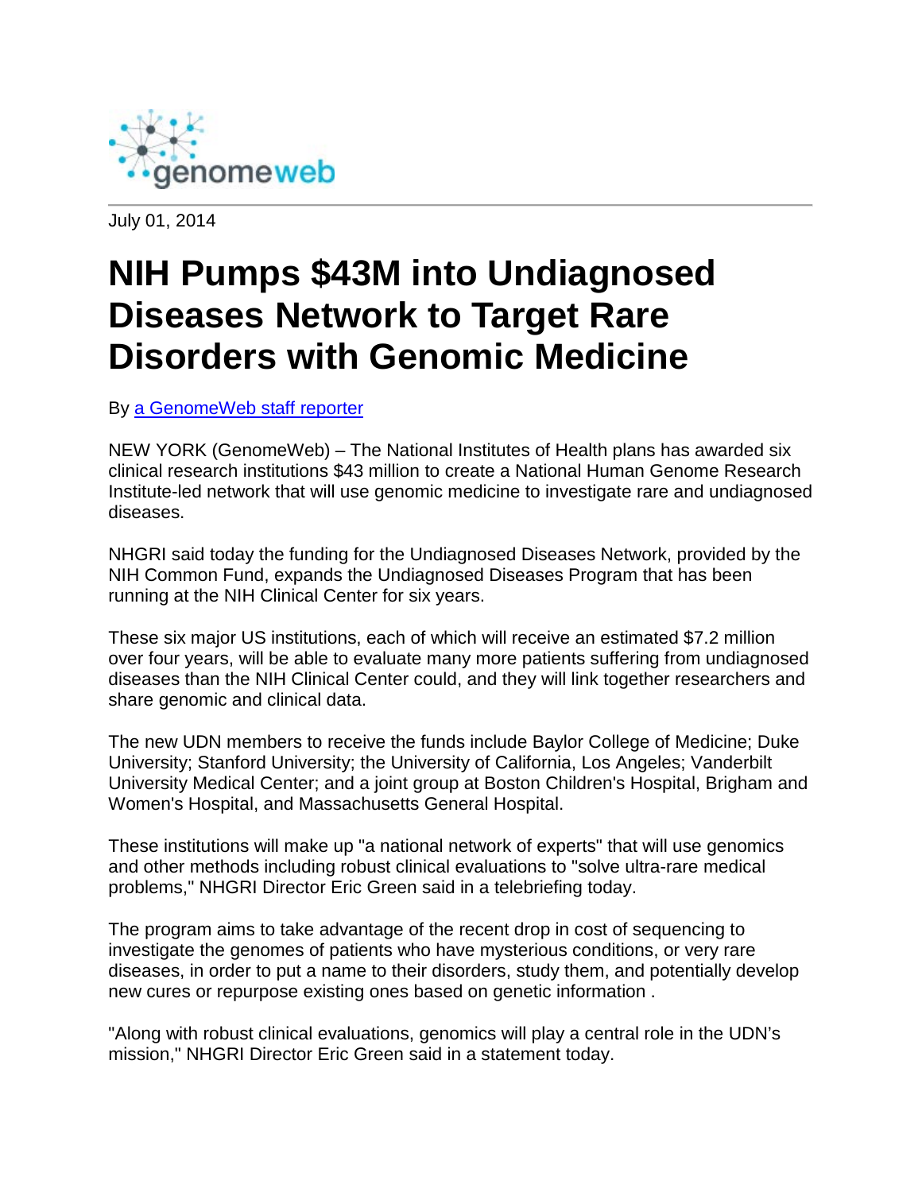genomeweb

July 01, 2014

# NIH Pumps $43M into Undiagnosed Diseases Network to Target Rare Disorders with Genomic Medicine

By [a GenomeWeb staff reporter]

NEW YORK (GenomeWeb) – The National Institutes of Health plans has awarded six clinical research institutions $43 million to create a National Human Genome Research Institute-led network that will use genomic medicine to investigate rare and undiagnosed diseases.

NHGRI said today the funding for the Undiagnosed Diseases Network, provided by the NIH Common Fund, expands the Undiagnosed Diseases Program that has been running at the NIH Clinical Center for six years.

These six major US institutions, each of which will receive an estimated $7.2 million over four years, will be able to evaluate many more patients suffering from undiagnosed diseases than the NIH Clinical Center could, and they will link together researchers and share genomic and clinical data.

The new UDN members to receive the funds include Baylor College of Medicine; Duke University; Stanford University; the University of California, Los Angeles; Vanderbilt University Medical Center; and a joint group at Boston Children's Hospital, Brigham and Women's Hospital, and Massachusetts General Hospital.

These institutions will make up "a national network of experts" that will use genomics and other methods including robust clinical evaluations to "solve ultra-rare medical problems," NHGRI Director Eric Green said in a telebriefing today.

The program aims to take advantage of the recent drop in cost of sequencing to investigate the genomes of patients who have mysterious conditions, or very rare diseases, in order to put a name to their disorders, study them, and potentially develop new cures or repurpose existing ones based on genetic information .

"Along with robust clinical evaluations, genomics will play a central role in the UDN's mission," NHGRI Director Eric Green said in a statement today.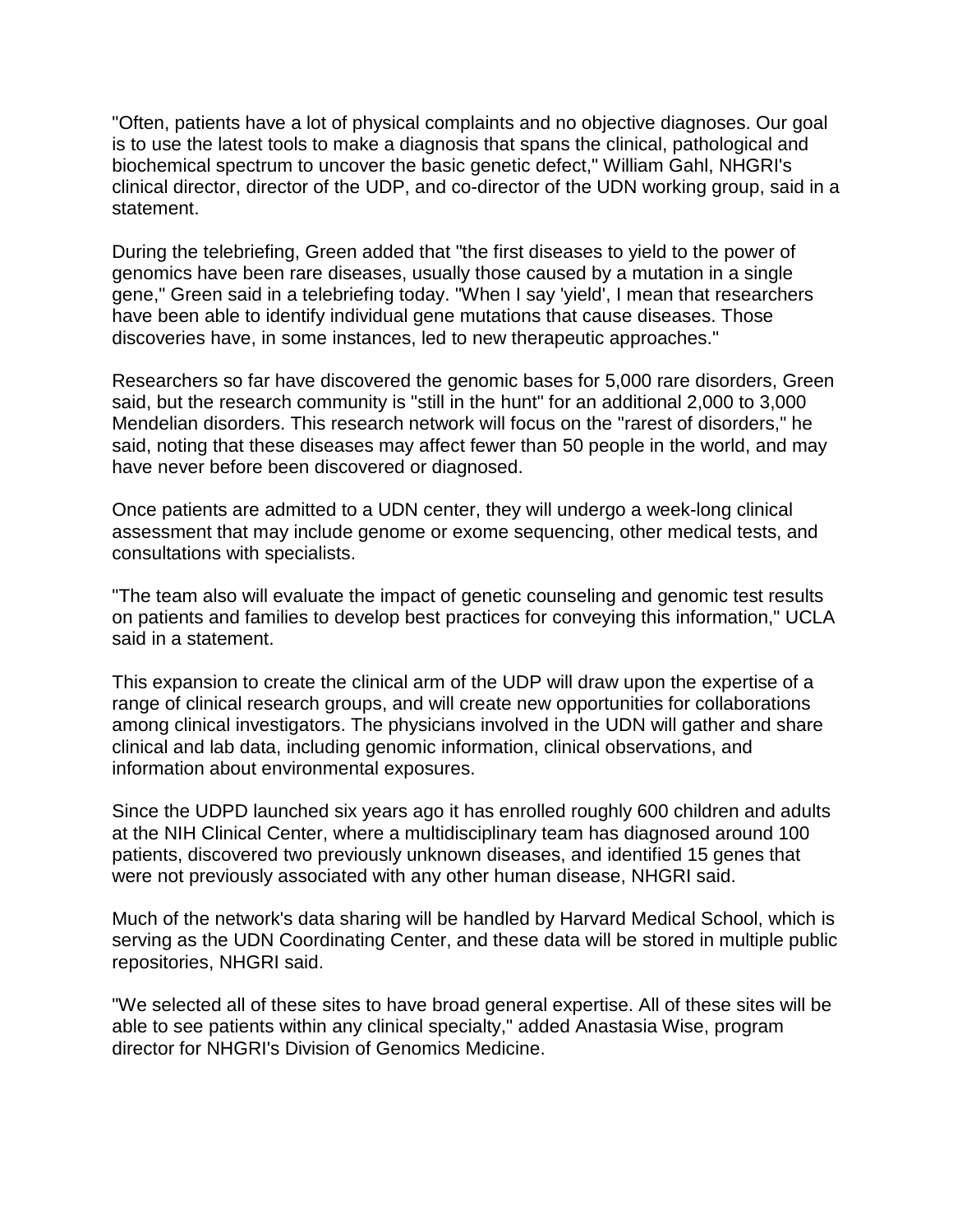"Often, patients have a lot of physical complaints and no objective diagnoses. Our goal is to use the latest tools to make a diagnosis that spans the clinical, pathological and biochemical spectrum to uncover the basic genetic defect," William Gahl, NHGRI's clinical director, director of the UDP, and co-director of the UDN working group, said in a statement.

During the telebriefing, Green added that "the first diseases to yield to the power of genomics have been rare diseases, usually those caused by a mutation in a single gene," Green said in a telebriefing today. "When I say 'yield', I mean that researchers have been able to identify individual gene mutations that cause diseases. Those discoveries have, in some instances, led to new therapeutic approaches."

Researchers so far have discovered the genomic bases for 5,000 rare disorders, Green said, but the research community is "still in the hunt" for an additional 2,000 to 3,000 Mendelian disorders. This research network will focus on the "rarest of disorders," he said, noting that these diseases may affect fewer than 50 people in the world, and may have never before been discovered or diagnosed.

Once patients are admitted to a UDN center, they will undergo a week-long clinical assessment that may include genome or exome sequencing, other medical tests, and consultations with specialists.

"The team also will evaluate the impact of genetic counseling and genomic test results on patients and families to develop best practices for conveying this information," UCLA said in a statement.

This expansion to create the clinical arm of the UDP will draw upon the expertise of a range of clinical research groups, and will create new opportunities for collaborations among clinical investigators. The physicians involved in the UDN will gather and share clinical and lab data, including genomic information, clinical observations, and information about environmental exposures.

Since the UDPD launched six years ago it has enrolled roughly 600 children and adults at the NIH Clinical Center, where a multidisciplinary team has diagnosed around 100 patients, discovered two previously unknown diseases, and identified 15 genes that were not previously associated with any other human disease, NHGRI said.

Much of the network's data sharing will be handled by Harvard Medical School, which is serving as the UDN Coordinating Center, and these data will be stored in multiple public repositories, NHGRI said.

"We selected all of these sites to have broad general expertise. All of these sites will be able to see patients within any clinical specialty," added Anastasia Wise, program director for NHGRI's Division of Genomics Medicine.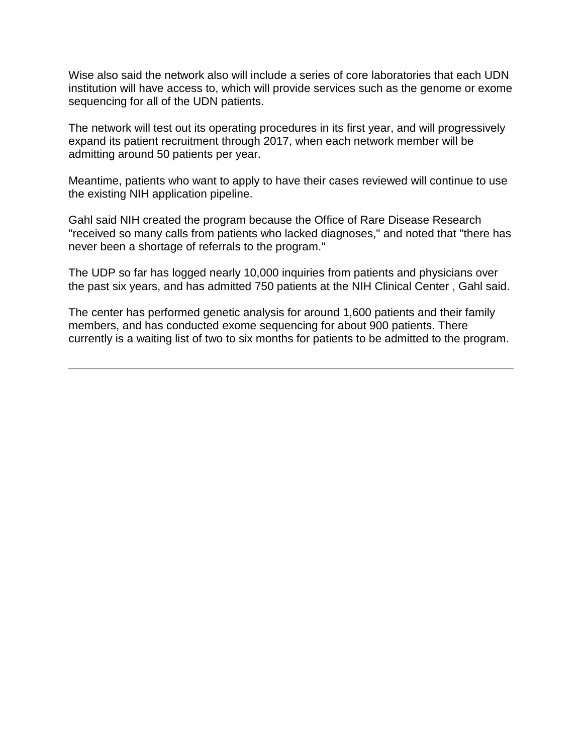Wise also said the network also will include a series of core laboratories that each UDN institution will have access to, which will provide services such as the genome or exome sequencing for all of the UDN patients.

The network will test out its operating procedures in its first year, and will progressively expand its patient recruitment through 2017, when each network member will be admitting around 50 patients per year.

Meantime, patients who want to apply to have their cases reviewed will continue to use the existing NIH application pipeline.

Gahl said NIH created the program because the Office of Rare Disease Research "received so many calls from patients who lacked diagnoses," and noted that "there has never been a shortage of referrals to the program."

The UDP so far has logged nearly 10,000 inquiries from patients and physicians over the past six years, and has admitted 750 patients at the NIH Clinical Center , Gahl said.

The center has performed genetic analysis for around 1,600 patients and their family members, and has conducted exome sequencing for about 900 patients. There currently is a waiting list of two to six months for patients to be admitted to the program.

---